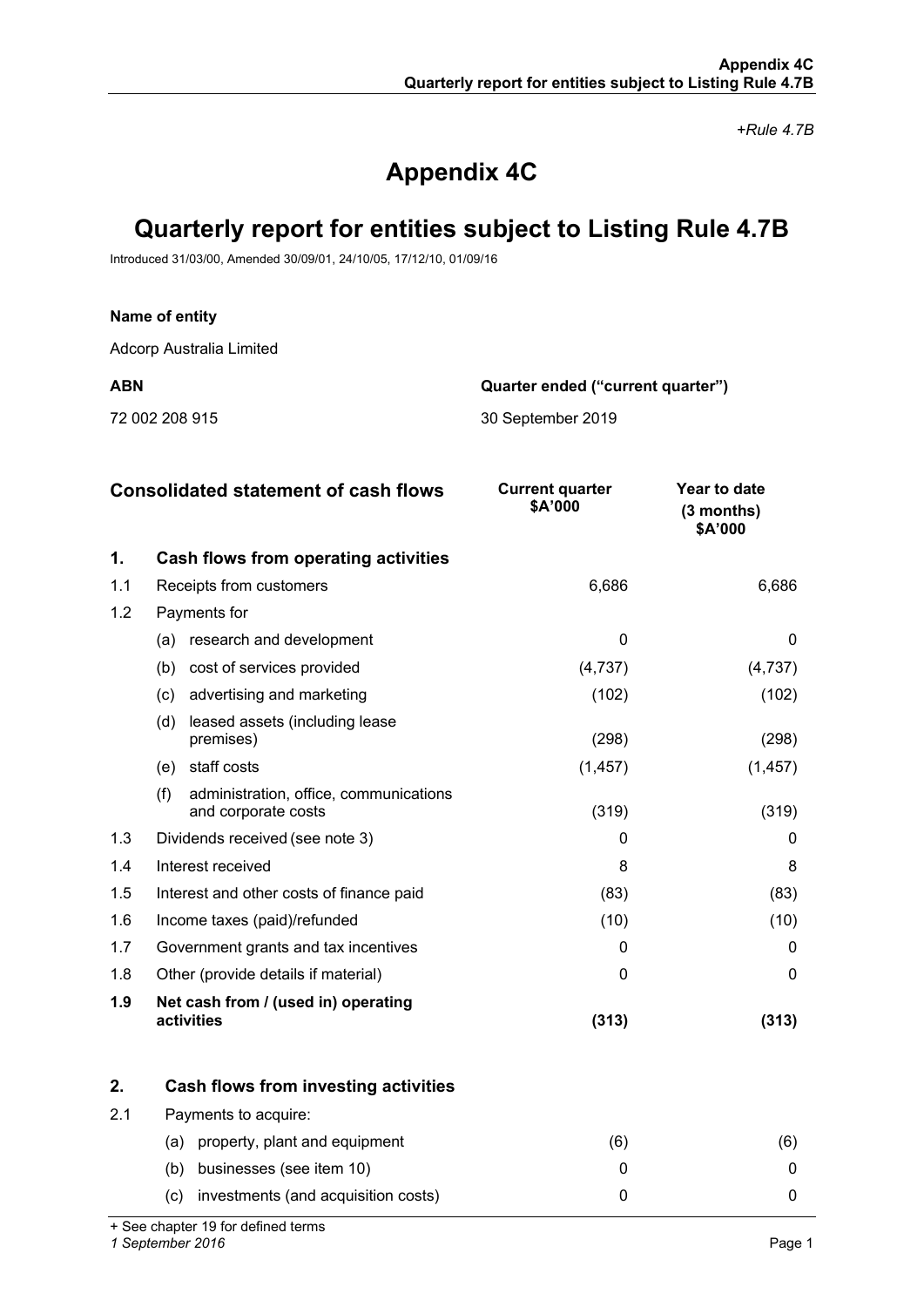*+Rule 4.7B*

# Appendix 4C

# Quarterly report for entities subject to Listing Rule 4.7B

Introduced 31/03/00, Amended 30/09/01, 24/10/05, 17/12/10, 01/09/16

**Name of entity**

Adcorp Australia Limited

| **ABN** | **Quarter ended ("current quarter")** |
|---|---|
| 72 002 208 915 | 30 September 2019 |

| | **Consolidated statement of cash flows** | **Current quarter $A'000** | **Year to date (3 months) $A'000** |
|---|---|---|---|
| **1.** | **Cash flows from operating activities** | | |
| 1.1 | Receipts from customers | 6,686 | 6,686 |
| 1.2 | Payments for | | |
| | (a) research and development | 0 | 0 |
| | (b) cost of services provided | (4,737) | (4,737) |
| | (c) advertising and marketing | (102) | (102) |
| | (d) leased assets (including lease premises) | (298) | (298) |
| | (e) staff costs | (1,457) | (1,457) |
| | (f) administration, office, communications and corporate costs | (319) | (319) |
| 1.3 | Dividends received (see note 3) | 0 | 0 |
| 1.4 | Interest received | 8 | 8 |
| 1.5 | Interest and other costs of finance paid | (83) | (83) |
| 1.6 | Income taxes (paid)/refunded | (10) | (10) |
| 1.7 | Government grants and tax incentives | 0 | 0 |
| 1.8 | Other (provide details if material) | 0 | 0 |
| **1.9** | **Net cash from / (used in) operating activities** | **(313)** | **(313)** |
| | | | |
| **2.** | **Cash flows from investing activities** | | |
| 2.1 | Payments to acquire: | | |
| | (a) property, plant and equipment | (6) | (6) |
| | (b) businesses (see item 10) | 0 | 0 |
| | (c) investments (and acquisition costs) | 0 | 0 |

+ See chapter 19 for defined terms

*1 September 2016*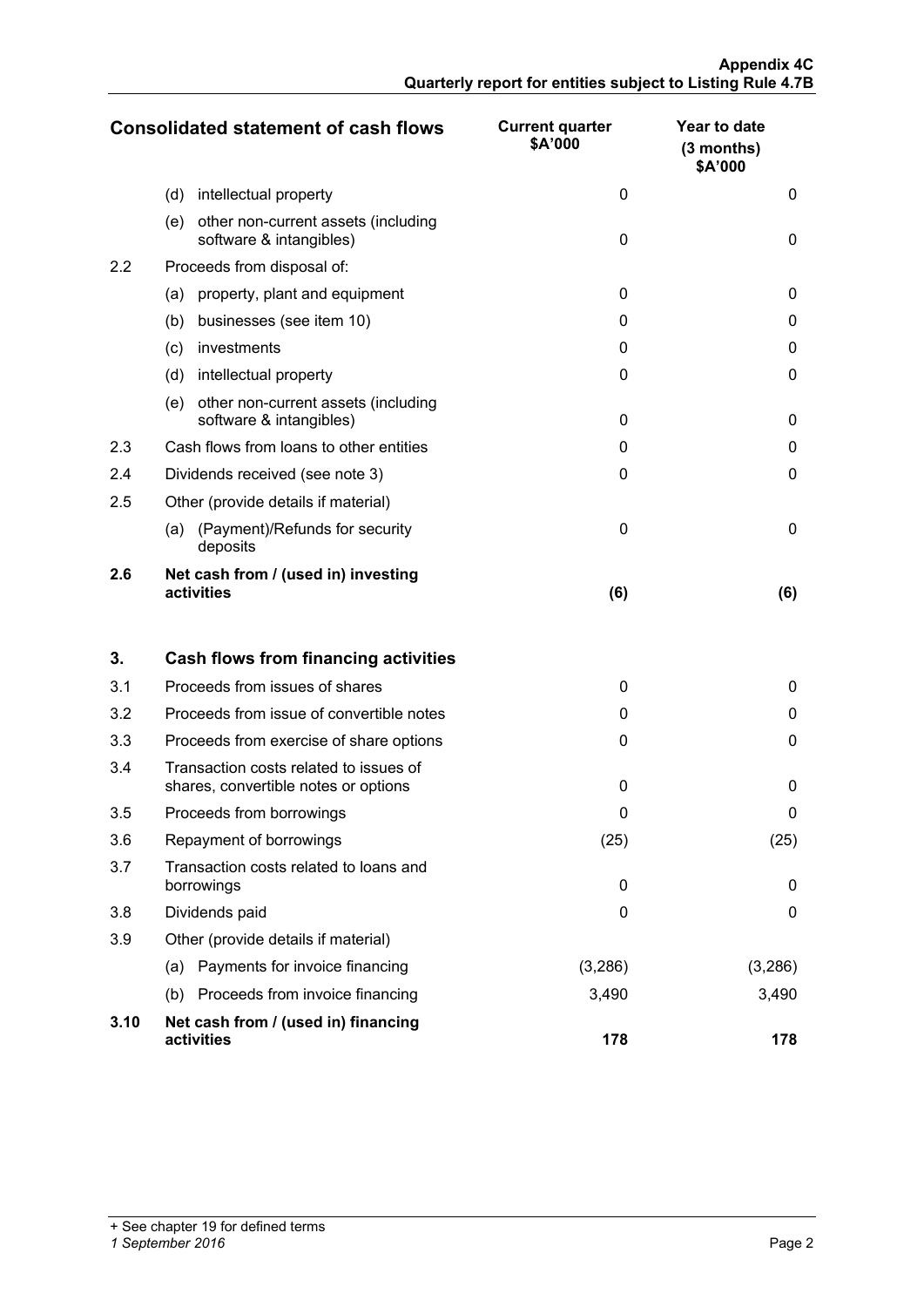| Consolidated statement of cash flows | | Current quarter $A'000 | Year to date (3 months) $A'000 |
|---|---|---|---|
| | (d) intellectual property | 0 | 0 |
| | (e) other non-current assets (including software & intangibles) | 0 | 0 |
| 2.2 | Proceeds from disposal of: | | |
| | (a) property, plant and equipment | 0 | 0 |
| | (b) businesses (see item 10) | 0 | 0 |
| | (c) investments | 0 | 0 |
| | (d) intellectual property | 0 | 0 |
| | (e) other non-current assets (including software & intangibles) | 0 | 0 |
| 2.3 | Cash flows from loans to other entities | 0 | 0 |
| 2.4 | Dividends received (see note 3) | 0 | 0 |
| 2.5 | Other (provide details if material) | | |
| | (a) (Payment)/Refunds for security deposits | 0 | 0 |
| **2.6** | **Net cash from / (used in) investing activities** | **(6)** | **(6)** |
| | | | |
| **3.** | **Cash flows from financing activities** | | |
| 3.1 | Proceeds from issues of shares | 0 | 0 |
| 3.2 | Proceeds from issue of convertible notes | 0 | 0 |
| 3.3 | Proceeds from exercise of share options | 0 | 0 |
| 3.4 | Transaction costs related to issues of shares, convertible notes or options | 0 | 0 |
| 3.5 | Proceeds from borrowings | 0 | 0 |
| 3.6 | Repayment of borrowings | (25) | (25) |
| 3.7 | Transaction costs related to loans and borrowings | 0 | 0 |
| 3.8 | Dividends paid | 0 | 0 |
| 3.9 | Other (provide details if material) | | |
| | (a) Payments for invoice financing | (3,286) | (3,286) |
| | (b) Proceeds from invoice financing | 3,490 | 3,490 |
| **3.10** | **Net cash from / (used in) financing activities** | **178** | **178** |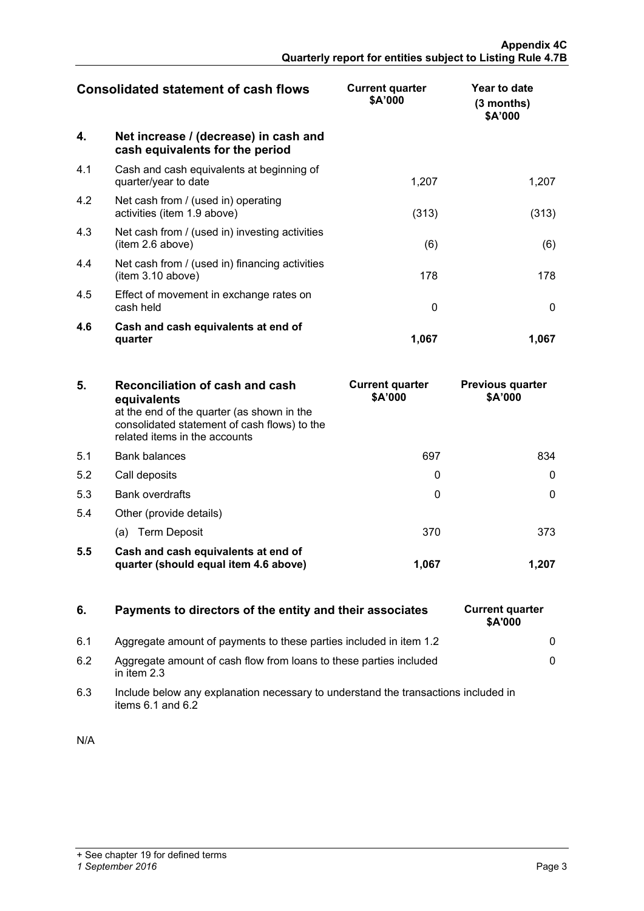| Consolidated statement of cash flows | | Current quarter $A'000 | Year to date (3 months) $A'000 |
|---|---|---|---|
| **4.** | **Net increase / (decrease) in cash and cash equivalents for the period** | | |
| 4.1 | Cash and cash equivalents at beginning of quarter/year to date | 1,207 | 1,207 |
| 4.2 | Net cash from / (used in) operating activities (item 1.9 above) | (313) | (313) |
| 4.3 | Net cash from / (used in) investing activities (item 2.6 above) | (6) | (6) |
| 4.4 | Net cash from / (used in) financing activities (item 3.10 above) | 178 | 178 |
| 4.5 | Effect of movement in exchange rates on cash held | 0 | 0 |
| **4.6** | **Cash and cash equivalents at end of quarter** | **1,067** | **1,067** |

| **5.** | **Reconciliation of cash and cash equivalents** at the end of the quarter (as shown in the consolidated statement of cash flows) to the related items in the accounts | **Current quarter $A'000** | **Previous quarter $A'000** |
|---|---|---|---|
| 5.1 | Bank balances | 697 | 834 |
| 5.2 | Call deposits | 0 | 0 |
| 5.3 | Bank overdrafts | 0 | 0 |
| 5.4 | Other (provide details) | | |
| | (a) Term Deposit | 370 | 373 |
| **5.5** | **Cash and cash equivalents at end of quarter (should equal item 4.6 above)** | **1,067** | **1,207** |

| **6.** | **Payments to directors of the entity and their associates** | **Current quarter $A'000** |
|---|---|---|
| 6.1 | Aggregate amount of payments to these parties included in item 1.2 | 0 |
| 6.2 | Aggregate amount of cash flow from loans to these parties included in item 2.3 | 0 |
| 6.3 | Include below any explanation necessary to understand the transactions included in items 6.1 and 6.2 | |

N/A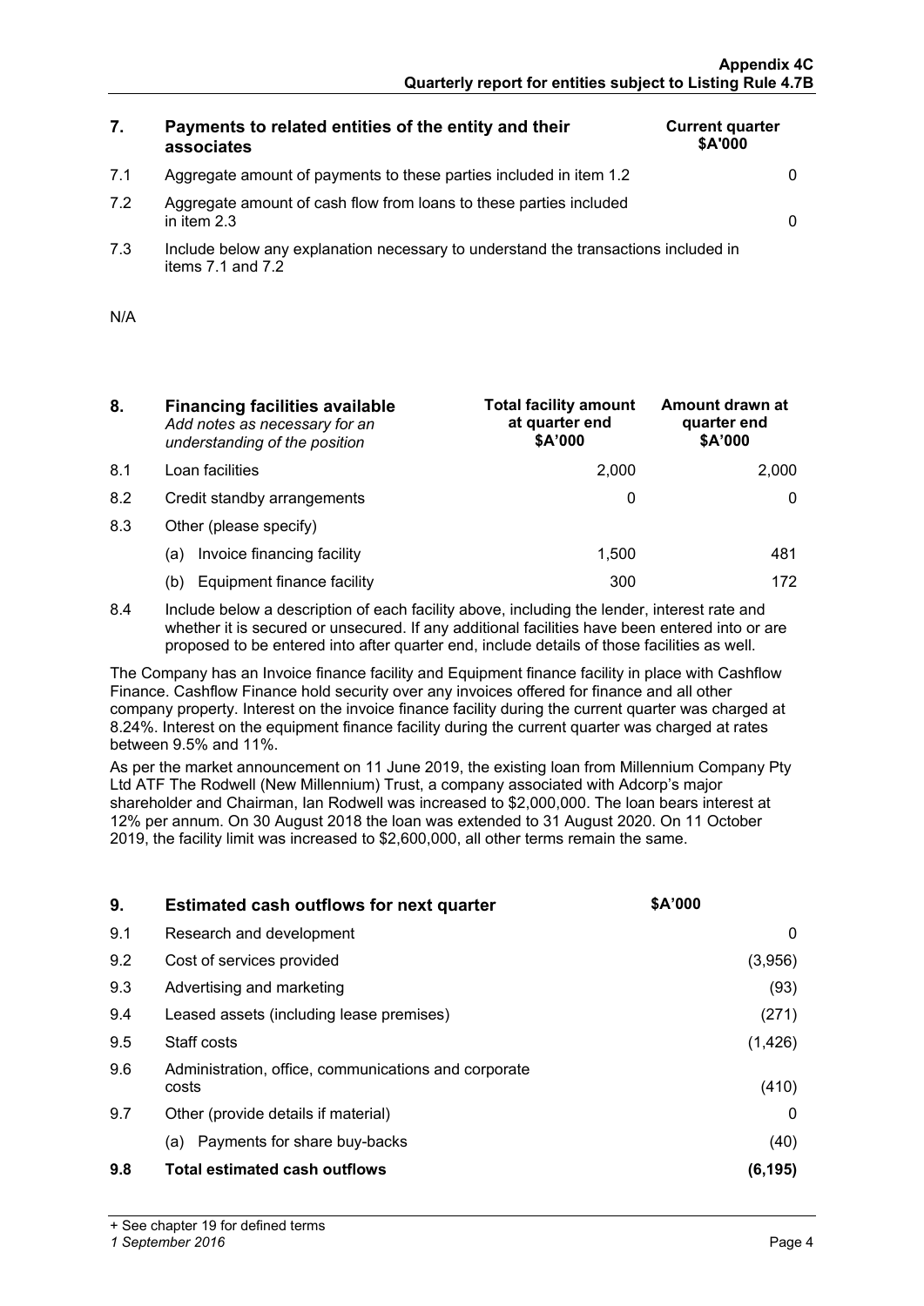| 7. | Payments to related entities of the entity and their associates | Current quarter $A'000 |
|---|---|---|
| 7.1 | Aggregate amount of payments to these parties included in item 1.2 | 0 |
| 7.2 | Aggregate amount of cash flow from loans to these parties included in item 2.3 | 0 |
| 7.3 | Include below any explanation necessary to understand the transactions included in items 7.1 and 7.2 | |

N/A

| 8. | **Financing facilities available** *Add notes as necessary for an understanding of the position* | Total facility amount at quarter end $A'000 | Amount drawn at quarter end $A'000 |
|---|---|---|---|
| 8.1 | Loan facilities | 2,000 | 2,000 |
| 8.2 | Credit standby arrangements | 0 | 0 |
| 8.3 | Other (please specify) | | |
| | (a) Invoice financing facility | 1,500 | 481 |
| | (b) Equipment finance facility | 300 | 172 |

8.4 Include below a description of each facility above, including the lender, interest rate and whether it is secured or unsecured. If any additional facilities have been entered into or are proposed to be entered into after quarter end, include details of those facilities as well.

The Company has an Invoice finance facility and Equipment finance facility in place with Cashflow Finance. Cashflow Finance hold security over any invoices offered for finance and all other company property. Interest on the invoice finance facility during the current quarter was charged at 8.24%. Interest on the equipment finance facility during the current quarter was charged at rates between 9.5% and 11%.

As per the market announcement on 11 June 2019, the existing loan from Millennium Company Pty Ltd ATF The Rodwell (New Millennium) Trust, a company associated with Adcorp's major shareholder and Chairman, Ian Rodwell was increased to $2,000,000. The loan bears interest at 12% per annum. On 30 August 2018 the loan was extended to 31 August 2020. On 11 October 2019, the facility limit was increased to $2,600,000, all other terms remain the same.

| 9. | **Estimated cash outflows for next quarter** | $A'000 |
|---|---|---|
| 9.1 | Research and development | 0 |
| 9.2 | Cost of services provided | (3,956) |
| 9.3 | Advertising and marketing | (93) |
| 9.4 | Leased assets (including lease premises) | (271) |
| 9.5 | Staff costs | (1,426) |
| 9.6 | Administration, office, communications and corporate costs | (410) |
| 9.7 | Other (provide details if material) | 0 |
| | (a) Payments for share buy-backs | (40) |
| **9.8** | **Total estimated cash outflows** | **(6,195)** |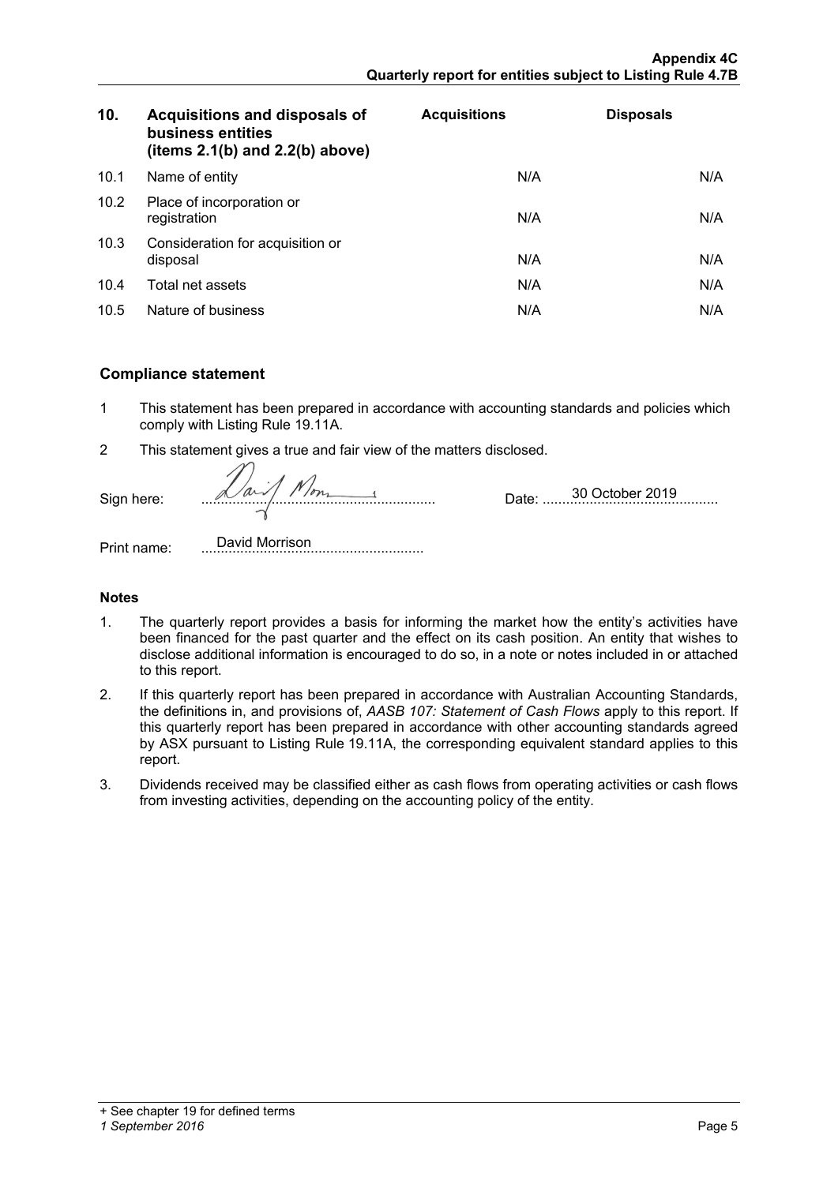| 10. | Acquisitions and disposals of business entities (items 2.1(b) and 2.2(b) above) | Acquisitions | Disposals |
|---|---|---|---|
| 10.1 | Name of entity | N/A | N/A |
| 10.2 | Place of incorporation or registration | N/A | N/A |
| 10.3 | Consideration for acquisition or disposal | N/A | N/A |
| 10.4 | Total net assets | N/A | N/A |
| 10.5 | Nature of business | N/A | N/A |

## Compliance statement

1. This statement has been prepared in accordance with accounting standards and policies which comply with Listing Rule 19.11A.
2. This statement gives a true and fair view of the matters disclosed.

Sign here: ............................................................ Date: 30 October 2019

Print name: David Morrison

### Notes

1. The quarterly report provides a basis for informing the market how the entity's activities have been financed for the past quarter and the effect on its cash position. An entity that wishes to disclose additional information is encouraged to do so, in a note or notes included in or attached to this report.
2. If this quarterly report has been prepared in accordance with Australian Accounting Standards, the definitions in, and provisions of, *AASB 107: Statement of Cash Flows* apply to this report. If this quarterly report has been prepared in accordance with other accounting standards agreed by ASX pursuant to Listing Rule 19.11A, the corresponding equivalent standard applies to this report.
3. Dividends received may be classified either as cash flows from operating activities or cash flows from investing activities, depending on the accounting policy of the entity.